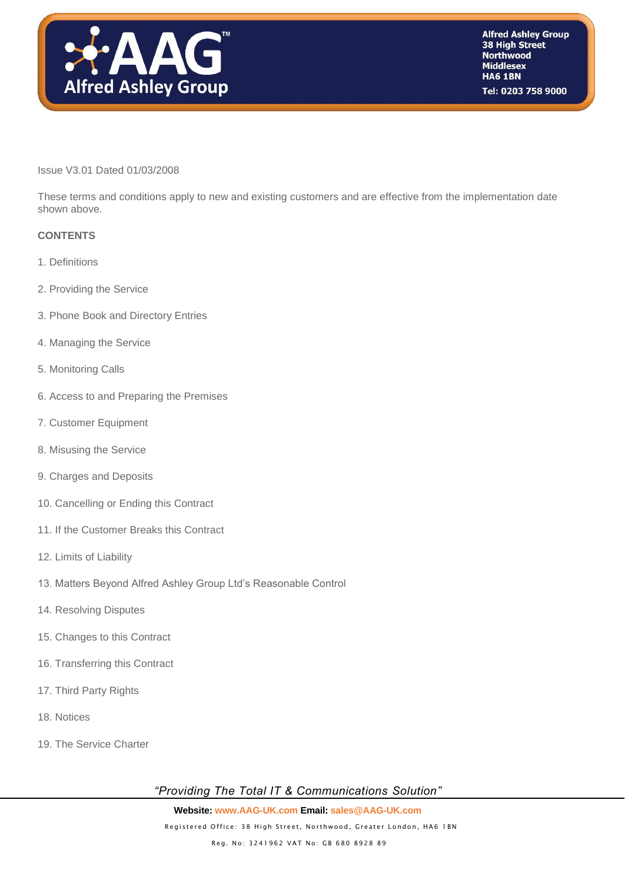Issue V3.01 Dated 01/03/2008

These terms and conditions apply to new and existing customers and are effective from the implementation date shown above.

**CONTENTS**

1. Definitions
2. Providing the Service
3. Phone Book and Directory Entries
4. Managing the Service
5. Monitoring Calls
6. Access to and Preparing the Premises
7. Customer Equipment
8. Misusing the Service
9. Charges and Deposits
10. Cancelling or Ending this Contract
11. If the Customer Breaks this Contract
12. Limits of Liability
13. Matters Beyond Alfred Ashley Group Ltd's Reasonable Control
14. Resolving Disputes
15. Changes to this Contract
16. Transferring this Contract
17. Third Party Rights
18. Notices
19. The Service Charter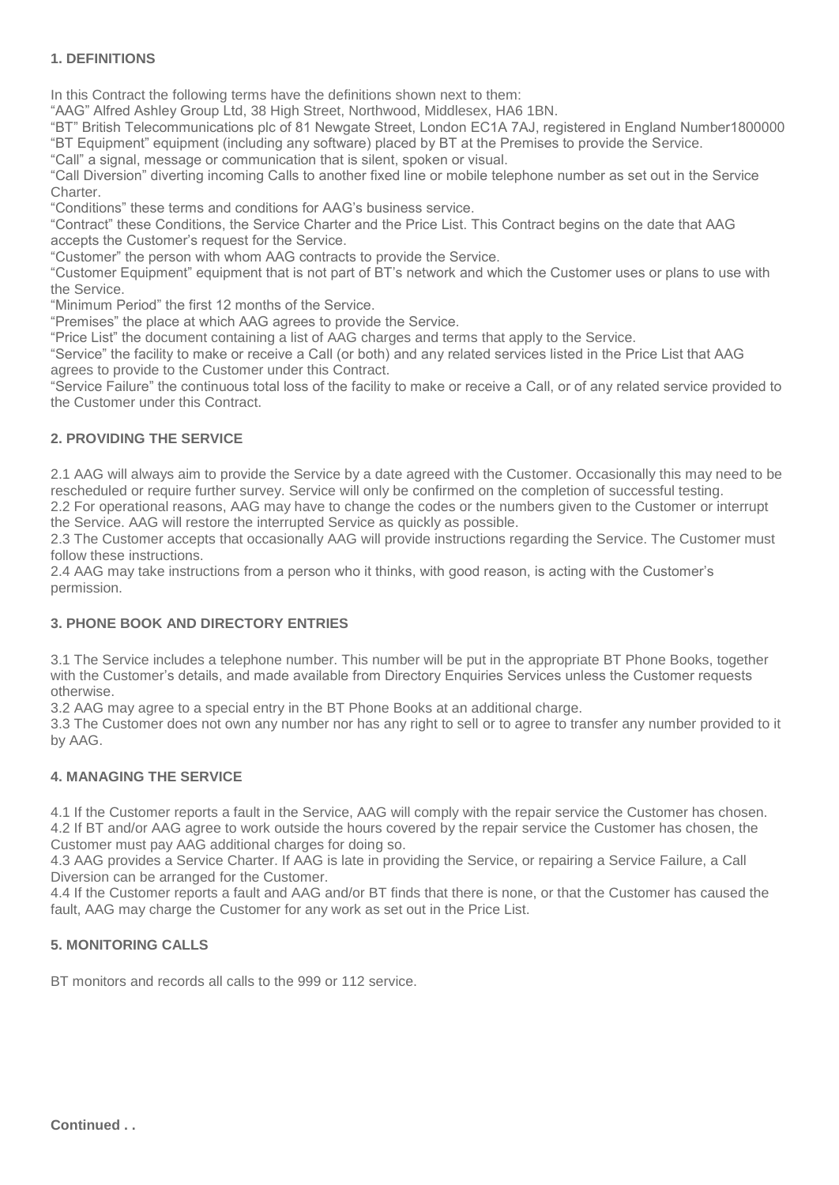## 1. DEFINITIONS

In this Contract the following terms have the definitions shown next to them:

"AAG" Alfred Ashley Group Ltd, 38 High Street, Northwood, Middlesex, HA6 1BN.

"BT" British Telecommunications plc of 81 Newgate Street, London EC1A 7AJ, registered in England Number1800000

"BT Equipment" equipment (including any software) placed by BT at the Premises to provide the Service.

"Call" a signal, message or communication that is silent, spoken or visual.

"Call Diversion" diverting incoming Calls to another fixed line or mobile telephone number as set out in the Service Charter.

"Conditions" these terms and conditions for AAG's business service.

"Contract" these Conditions, the Service Charter and the Price List. This Contract begins on the date that AAG accepts the Customer's request for the Service.

"Customer" the person with whom AAG contracts to provide the Service.

"Customer Equipment" equipment that is not part of BT's network and which the Customer uses or plans to use with the Service.

"Minimum Period" the first 12 months of the Service.

"Premises" the place at which AAG agrees to provide the Service.

"Price List" the document containing a list of AAG charges and terms that apply to the Service.

"Service" the facility to make or receive a Call (or both) and any related services listed in the Price List that AAG agrees to provide to the Customer under this Contract.

"Service Failure" the continuous total loss of the facility to make or receive a Call, or of any related service provided to the Customer under this Contract.

## 2. PROVIDING THE SERVICE

2.1 AAG will always aim to provide the Service by a date agreed with the Customer. Occasionally this may need to be rescheduled or require further survey. Service will only be confirmed on the completion of successful testing.

2.2 For operational reasons, AAG may have to change the codes or the numbers given to the Customer or interrupt the Service. AAG will restore the interrupted Service as quickly as possible.

2.3 The Customer accepts that occasionally AAG will provide instructions regarding the Service. The Customer must follow these instructions.

2.4 AAG may take instructions from a person who it thinks, with good reason, is acting with the Customer's permission.

## 3. PHONE BOOK AND DIRECTORY ENTRIES

3.1 The Service includes a telephone number. This number will be put in the appropriate BT Phone Books, together with the Customer's details, and made available from Directory Enquiries Services unless the Customer requests otherwise.

3.2 AAG may agree to a special entry in the BT Phone Books at an additional charge.

3.3 The Customer does not own any number nor has any right to sell or to agree to transfer any number provided to it by AAG.

## 4. MANAGING THE SERVICE

4.1 If the Customer reports a fault in the Service, AAG will comply with the repair service the Customer has chosen.

4.2 If BT and/or AAG agree to work outside the hours covered by the repair service the Customer has chosen, the Customer must pay AAG additional charges for doing so.

4.3 AAG provides a Service Charter. If AAG is late in providing the Service, or repairing a Service Failure, a Call Diversion can be arranged for the Customer.

4.4 If the Customer reports a fault and AAG and/or BT finds that there is none, or that the Customer has caused the fault, AAG may charge the Customer for any work as set out in the Price List.

## 5. MONITORING CALLS

BT monitors and records all calls to the 999 or 112 service.

**Continued . .**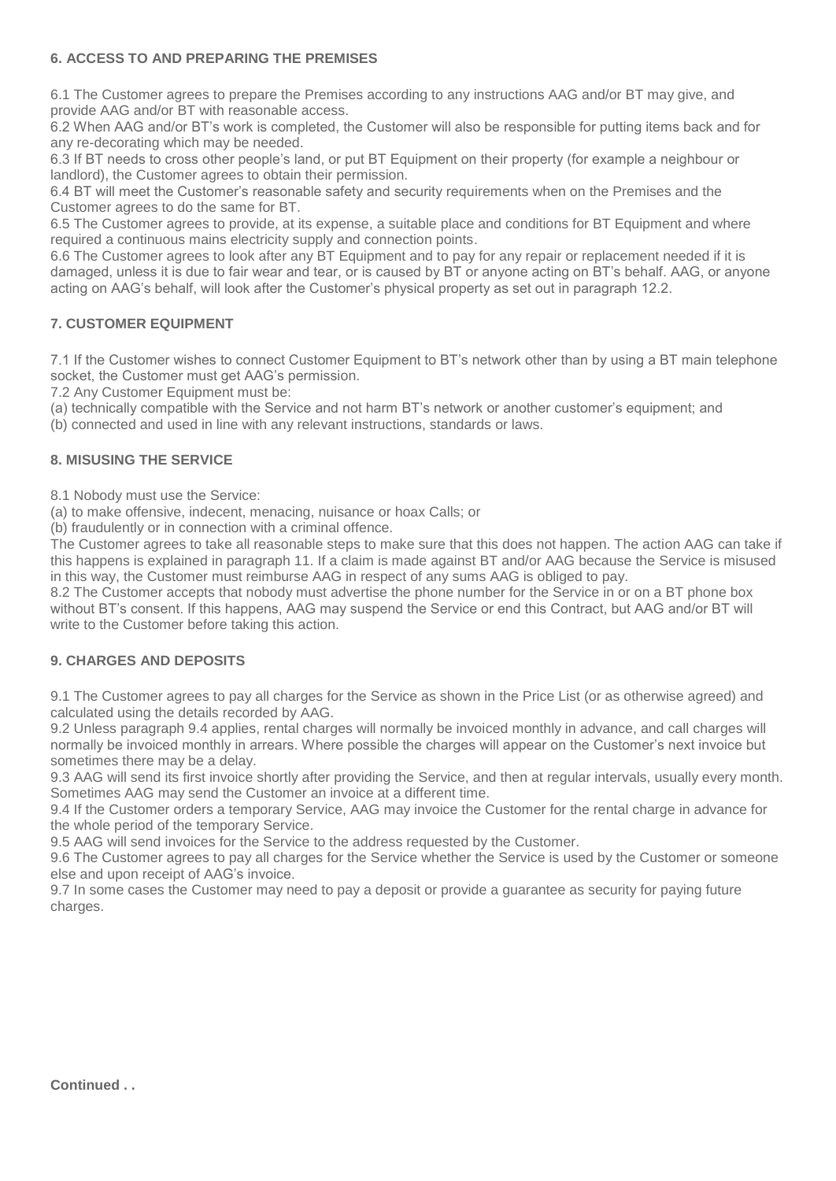### 6. ACCESS TO AND PREPARING THE PREMISES

6.1 The Customer agrees to prepare the Premises according to any instructions AAG and/or BT may give, and provide AAG and/or BT with reasonable access.
6.2 When AAG and/or BT's work is completed, the Customer will also be responsible for putting items back and for any re-decorating which may be needed.
6.3 If BT needs to cross other people's land, or put BT Equipment on their property (for example a neighbour or landlord), the Customer agrees to obtain their permission.
6.4 BT will meet the Customer's reasonable safety and security requirements when on the Premises and the Customer agrees to do the same for BT.
6.5 The Customer agrees to provide, at its expense, a suitable place and conditions for BT Equipment and where required a continuous mains electricity supply and connection points.
6.6 The Customer agrees to look after any BT Equipment and to pay for any repair or replacement needed if it is damaged, unless it is due to fair wear and tear, or is caused by BT or anyone acting on BT's behalf. AAG, or anyone acting on AAG's behalf, will look after the Customer's physical property as set out in paragraph 12.2.

### 7. CUSTOMER EQUIPMENT

7.1 If the Customer wishes to connect Customer Equipment to BT's network other than by using a BT main telephone socket, the Customer must get AAG's permission.
7.2 Any Customer Equipment must be:
(a) technically compatible with the Service and not harm BT's network or another customer's equipment; and
(b) connected and used in line with any relevant instructions, standards or laws.

### 8. MISUSING THE SERVICE

8.1 Nobody must use the Service:
(a) to make offensive, indecent, menacing, nuisance or hoax Calls; or
(b) fraudulently or in connection with a criminal offence.
The Customer agrees to take all reasonable steps to make sure that this does not happen. The action AAG can take if this happens is explained in paragraph 11. If a claim is made against BT and/or AAG because the Service is misused in this way, the Customer must reimburse AAG in respect of any sums AAG is obliged to pay.
8.2 The Customer accepts that nobody must advertise the phone number for the Service in or on a BT phone box without BT's consent. If this happens, AAG may suspend the Service or end this Contract, but AAG and/or BT will write to the Customer before taking this action.

### 9. CHARGES AND DEPOSITS

9.1 The Customer agrees to pay all charges for the Service as shown in the Price List (or as otherwise agreed) and calculated using the details recorded by AAG.
9.2 Unless paragraph 9.4 applies, rental charges will normally be invoiced monthly in advance, and call charges will normally be invoiced monthly in arrears. Where possible the charges will appear on the Customer's next invoice but sometimes there may be a delay.
9.3 AAG will send its first invoice shortly after providing the Service, and then at regular intervals, usually every month. Sometimes AAG may send the Customer an invoice at a different time.
9.4 If the Customer orders a temporary Service, AAG may invoice the Customer for the rental charge in advance for the whole period of the temporary Service.
9.5 AAG will send invoices for the Service to the address requested by the Customer.
9.6 The Customer agrees to pay all charges for the Service whether the Service is used by the Customer or someone else and upon receipt of AAG's invoice.
9.7 In some cases the Customer may need to pay a deposit or provide a guarantee as security for paying future charges.

**Continued . .**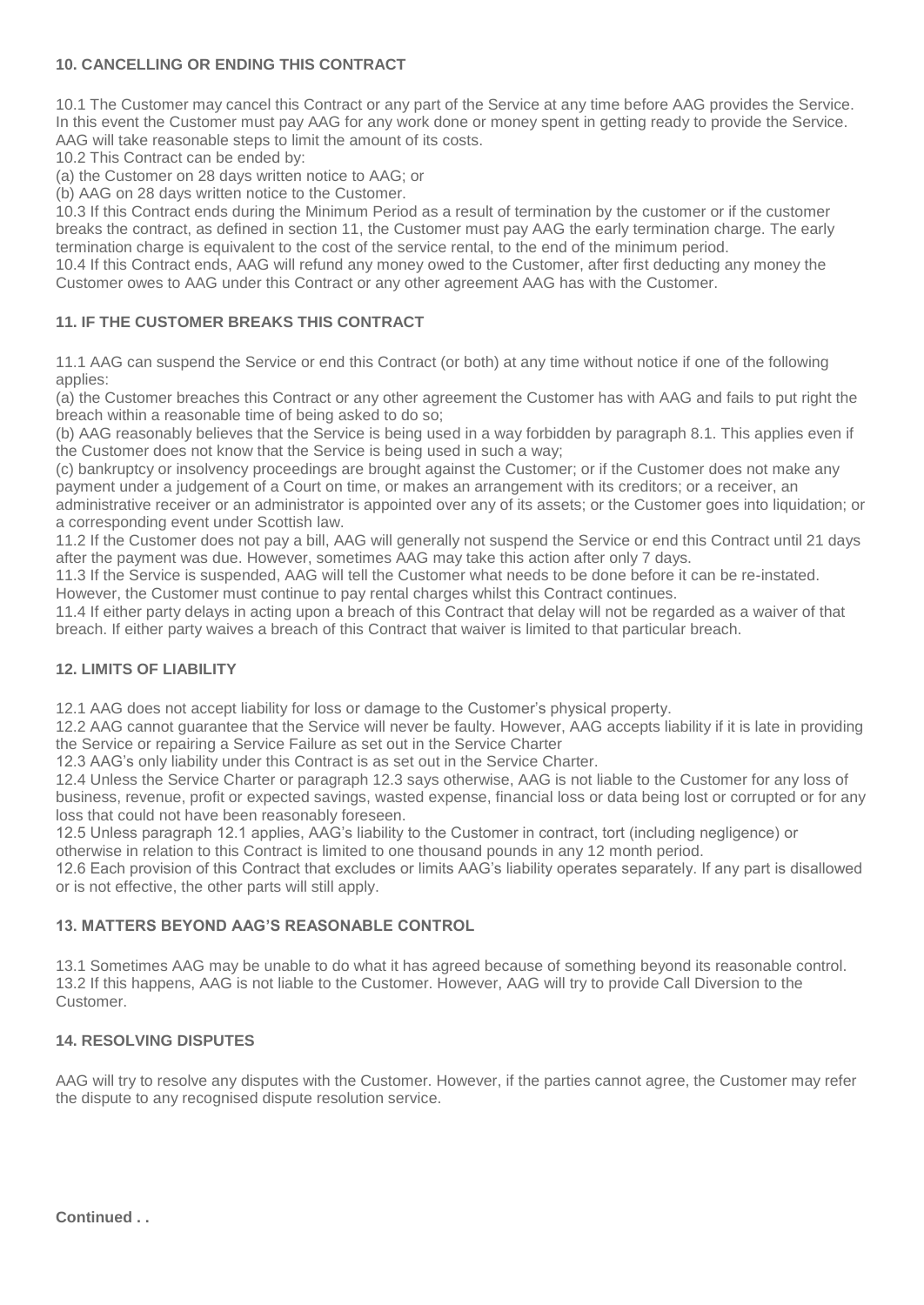### 10. CANCELLING OR ENDING THIS CONTRACT

10.1 The Customer may cancel this Contract or any part of the Service at any time before AAG provides the Service. In this event the Customer must pay AAG for any work done or money spent in getting ready to provide the Service. AAG will take reasonable steps to limit the amount of its costs.

10.2 This Contract can be ended by:

(a) the Customer on 28 days written notice to AAG; or

(b) AAG on 28 days written notice to the Customer.

10.3 If this Contract ends during the Minimum Period as a result of termination by the customer or if the customer breaks the contract, as defined in section 11, the Customer must pay AAG the early termination charge. The early termination charge is equivalent to the cost of the service rental, to the end of the minimum period.

10.4 If this Contract ends, AAG will refund any money owed to the Customer, after first deducting any money the Customer owes to AAG under this Contract or any other agreement AAG has with the Customer.

### 11. IF THE CUSTOMER BREAKS THIS CONTRACT

11.1 AAG can suspend the Service or end this Contract (or both) at any time without notice if one of the following applies:

(a) the Customer breaches this Contract or any other agreement the Customer has with AAG and fails to put right the breach within a reasonable time of being asked to do so;

(b) AAG reasonably believes that the Service is being used in a way forbidden by paragraph 8.1. This applies even if the Customer does not know that the Service is being used in such a way;

(c) bankruptcy or insolvency proceedings are brought against the Customer; or if the Customer does not make any payment under a judgement of a Court on time, or makes an arrangement with its creditors; or a receiver, an administrative receiver or an administrator is appointed over any of its assets; or the Customer goes into liquidation; or a corresponding event under Scottish law.

11.2 If the Customer does not pay a bill, AAG will generally not suspend the Service or end this Contract until 21 days after the payment was due. However, sometimes AAG may take this action after only 7 days.

11.3 If the Service is suspended, AAG will tell the Customer what needs to be done before it can be re-instated. However, the Customer must continue to pay rental charges whilst this Contract continues.

11.4 If either party delays in acting upon a breach of this Contract that delay will not be regarded as a waiver of that breach. If either party waives a breach of this Contract that waiver is limited to that particular breach.

### 12. LIMITS OF LIABILITY

12.1 AAG does not accept liability for loss or damage to the Customer's physical property.

12.2 AAG cannot guarantee that the Service will never be faulty. However, AAG accepts liability if it is late in providing the Service or repairing a Service Failure as set out in the Service Charter

12.3 AAG's only liability under this Contract is as set out in the Service Charter.

12.4 Unless the Service Charter or paragraph 12.3 says otherwise, AAG is not liable to the Customer for any loss of business, revenue, profit or expected savings, wasted expense, financial loss or data being lost or corrupted or for any loss that could not have been reasonably foreseen.

12.5 Unless paragraph 12.1 applies, AAG's liability to the Customer in contract, tort (including negligence) or otherwise in relation to this Contract is limited to one thousand pounds in any 12 month period.

12.6 Each provision of this Contract that excludes or limits AAG's liability operates separately. If any part is disallowed or is not effective, the other parts will still apply.

### 13. MATTERS BEYOND AAG'S REASONABLE CONTROL

13.1 Sometimes AAG may be unable to do what it has agreed because of something beyond its reasonable control.

13.2 If this happens, AAG is not liable to the Customer. However, AAG will try to provide Call Diversion to the Customer.

### 14. RESOLVING DISPUTES

AAG will try to resolve any disputes with the Customer. However, if the parties cannot agree, the Customer may refer the dispute to any recognised dispute resolution service.

**Continued . .**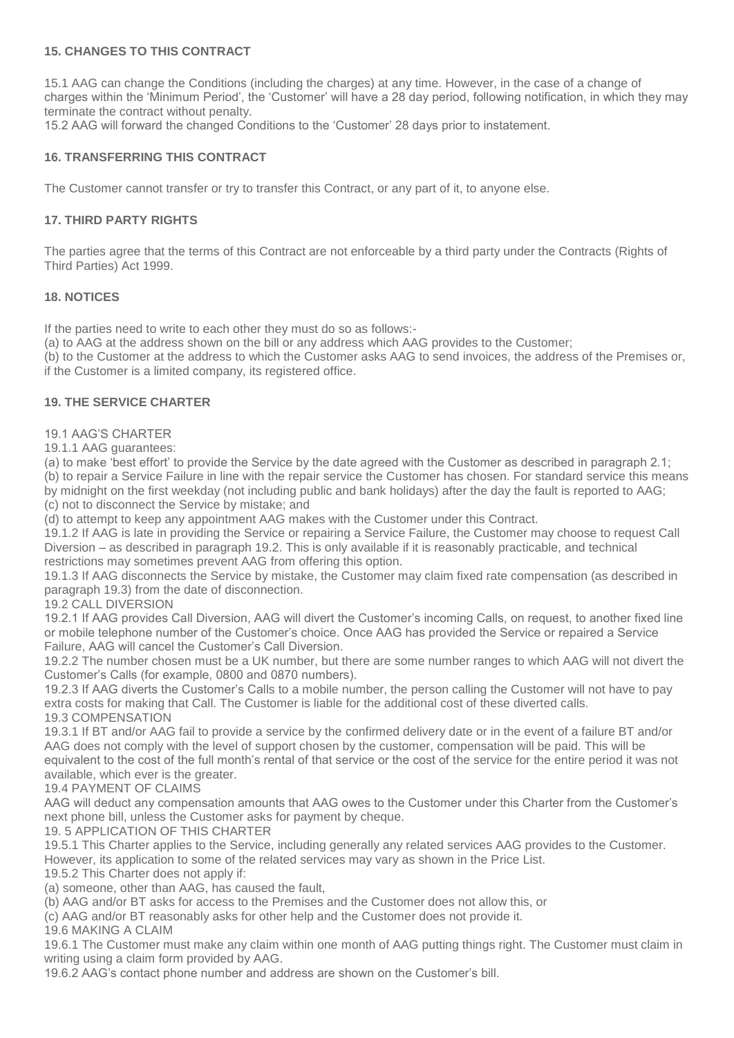### 15. CHANGES TO THIS CONTRACT

15.1 AAG can change the Conditions (including the charges) at any time. However, in the case of a change of charges within the 'Minimum Period', the 'Customer' will have a 28 day period, following notification, in which they may terminate the contract without penalty.
15.2 AAG will forward the changed Conditions to the 'Customer' 28 days prior to instatement.

### 16. TRANSFERRING THIS CONTRACT

The Customer cannot transfer or try to transfer this Contract, or any part of it, to anyone else.

### 17. THIRD PARTY RIGHTS

The parties agree that the terms of this Contract are not enforceable by a third party under the Contracts (Rights of Third Parties) Act 1999.

### 18. NOTICES

If the parties need to write to each other they must do so as follows:-
(a) to AAG at the address shown on the bill or any address which AAG provides to the Customer;
(b) to the Customer at the address to which the Customer asks AAG to send invoices, the address of the Premises or, if the Customer is a limited company, its registered office.

### 19. THE SERVICE CHARTER

19.1 AAG'S CHARTER
19.1.1 AAG guarantees:
(a) to make 'best effort' to provide the Service by the date agreed with the Customer as described in paragraph 2.1;
(b) to repair a Service Failure in line with the repair service the Customer has chosen. For standard service this means by midnight on the first weekday (not including public and bank holidays) after the day the fault is reported to AAG;
(c) not to disconnect the Service by mistake; and
(d) to attempt to keep any appointment AAG makes with the Customer under this Contract.
19.1.2 If AAG is late in providing the Service or repairing a Service Failure, the Customer may choose to request Call Diversion – as described in paragraph 19.2. This is only available if it is reasonably practicable, and technical restrictions may sometimes prevent AAG from offering this option.
19.1.3 If AAG disconnects the Service by mistake, the Customer may claim fixed rate compensation (as described in paragraph 19.3) from the date of disconnection.
19.2 CALL DIVERSION
19.2.1 If AAG provides Call Diversion, AAG will divert the Customer's incoming Calls, on request, to another fixed line or mobile telephone number of the Customer's choice. Once AAG has provided the Service or repaired a Service Failure, AAG will cancel the Customer's Call Diversion.
19.2.2 The number chosen must be a UK number, but there are some number ranges to which AAG will not divert the Customer's Calls (for example, 0800 and 0870 numbers).
19.2.3 If AAG diverts the Customer's Calls to a mobile number, the person calling the Customer will not have to pay extra costs for making that Call. The Customer is liable for the additional cost of these diverted calls.
19.3 COMPENSATION
19.3.1 If BT and/or AAG fail to provide a service by the confirmed delivery date or in the event of a failure BT and/or AAG does not comply with the level of support chosen by the customer, compensation will be paid. This will be equivalent to the cost of the full month's rental of that service or the cost of the service for the entire period it was not available, which ever is the greater.
19.4 PAYMENT OF CLAIMS
AAG will deduct any compensation amounts that AAG owes to the Customer under this Charter from the Customer's next phone bill, unless the Customer asks for payment by cheque.
19. 5 APPLICATION OF THIS CHARTER
19.5.1 This Charter applies to the Service, including generally any related services AAG provides to the Customer. However, its application to some of the related services may vary as shown in the Price List.
19.5.2 This Charter does not apply if:
(a) someone, other than AAG, has caused the fault,
(b) AAG and/or BT asks for access to the Premises and the Customer does not allow this, or
(c) AAG and/or BT reasonably asks for other help and the Customer does not provide it.
19.6 MAKING A CLAIM
19.6.1 The Customer must make any claim within one month of AAG putting things right. The Customer must claim in writing using a claim form provided by AAG.
19.6.2 AAG's contact phone number and address are shown on the Customer's bill.